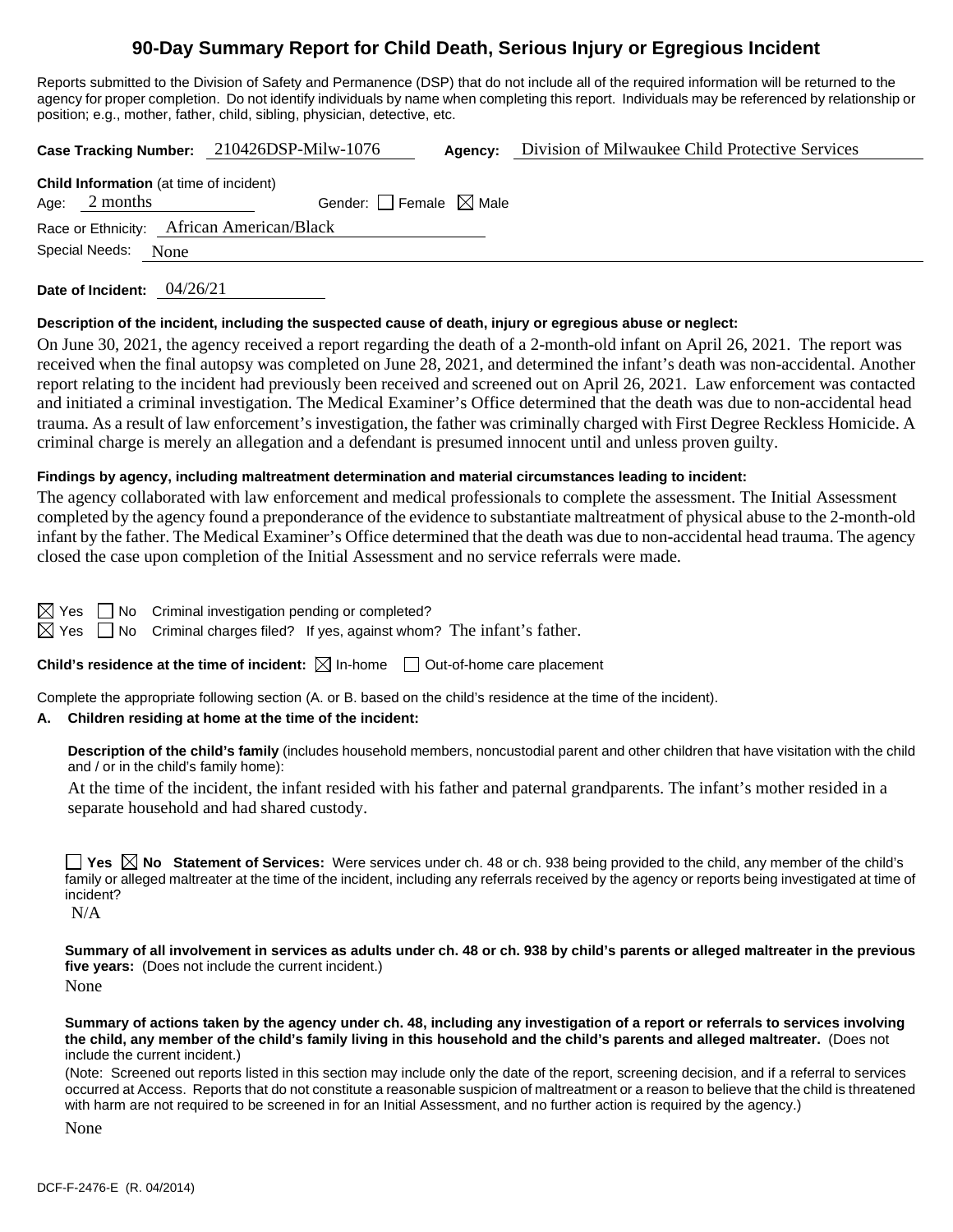# 90-Day Summary Report for Child Death, Serious Injury or Egregious Incident

Reports submitted to the Division of Safety and Permanence (DSP) that do not include all of the required information will be returned to the agency for proper completion. Do not identify individuals by name when completing this report. Individuals may be referenced by relationship or position; e.g., mother, father, child, sibling, physician, detective, etc.

**Case Tracking Number:** 210426DSP-Milw-1076 **Agency:** Division of Milwaukee Child Protective Services

**Child Information** (at time of incident)

Age: 2 months Gender: ☐ Female ☒ Male

Race or Ethnicity: African American/Black

Special Needs: None

**Date of Incident:** 04/26/21

**Description of the incident, including the suspected cause of death, injury or egregious abuse or neglect:**

On June 30, 2021, the agency received a report regarding the death of a 2-month-old infant on April 26, 2021. The report was received when the final autopsy was completed on June 28, 2021, and determined the infant's death was non-accidental. Another report relating to the incident had previously been received and screened out on April 26, 2021. Law enforcement was contacted and initiated a criminal investigation. The Medical Examiner's Office determined that the death was due to non-accidental head trauma. As a result of law enforcement's investigation, the father was criminally charged with First Degree Reckless Homicide. A criminal charge is merely an allegation and a defendant is presumed innocent until and unless proven guilty.

**Findings by agency, including maltreatment determination and material circumstances leading to incident:**

The agency collaborated with law enforcement and medical professionals to complete the assessment. The Initial Assessment completed by the agency found a preponderance of the evidence to substantiate maltreatment of physical abuse to the 2-month-old infant by the father. The Medical Examiner's Office determined that the death was due to non-accidental head trauma. The agency closed the case upon completion of the Initial Assessment and no service referrals were made.

☒ Yes ☐ No Criminal investigation pending or completed?

☒ Yes ☐ No Criminal charges filed? If yes, against whom? The infant's father.

**Child's residence at the time of incident:** ☒ In-home ☐ Out-of-home care placement

Complete the appropriate following section (A. or B. based on the child's residence at the time of the incident).

**A. Children residing at home at the time of the incident:**

**Description of the child's family** (includes household members, noncustodial parent and other children that have visitation with the child and / or in the child's family home):

At the time of the incident, the infant resided with his father and paternal grandparents. The infant's mother resided in a separate household and had shared custody.

☐ **Yes** ☒ **No** **Statement of Services:** Were services under ch. 48 or ch. 938 being provided to the child, any member of the child's family or alleged maltreater at the time of the incident, including any referrals received by the agency or reports being investigated at time of incident?

N/A

**Summary of all involvement in services as adults under ch. 48 or ch. 938 by child's parents or alleged maltreater in the previous five years:** (Does not include the current incident.)

None

**Summary of actions taken by the agency under ch. 48, including any investigation of a report or referrals to services involving the child, any member of the child's family living in this household and the child's parents and alleged maltreater.** (Does not include the current incident.)

(Note: Screened out reports listed in this section may include only the date of the report, screening decision, and if a referral to services occurred at Access. Reports that do not constitute a reasonable suspicion of maltreatment or a reason to believe that the child is threatened with harm are not required to be screened in for an Initial Assessment, and no further action is required by the agency.)

None

DCF-F-2476-E (R. 04/2014)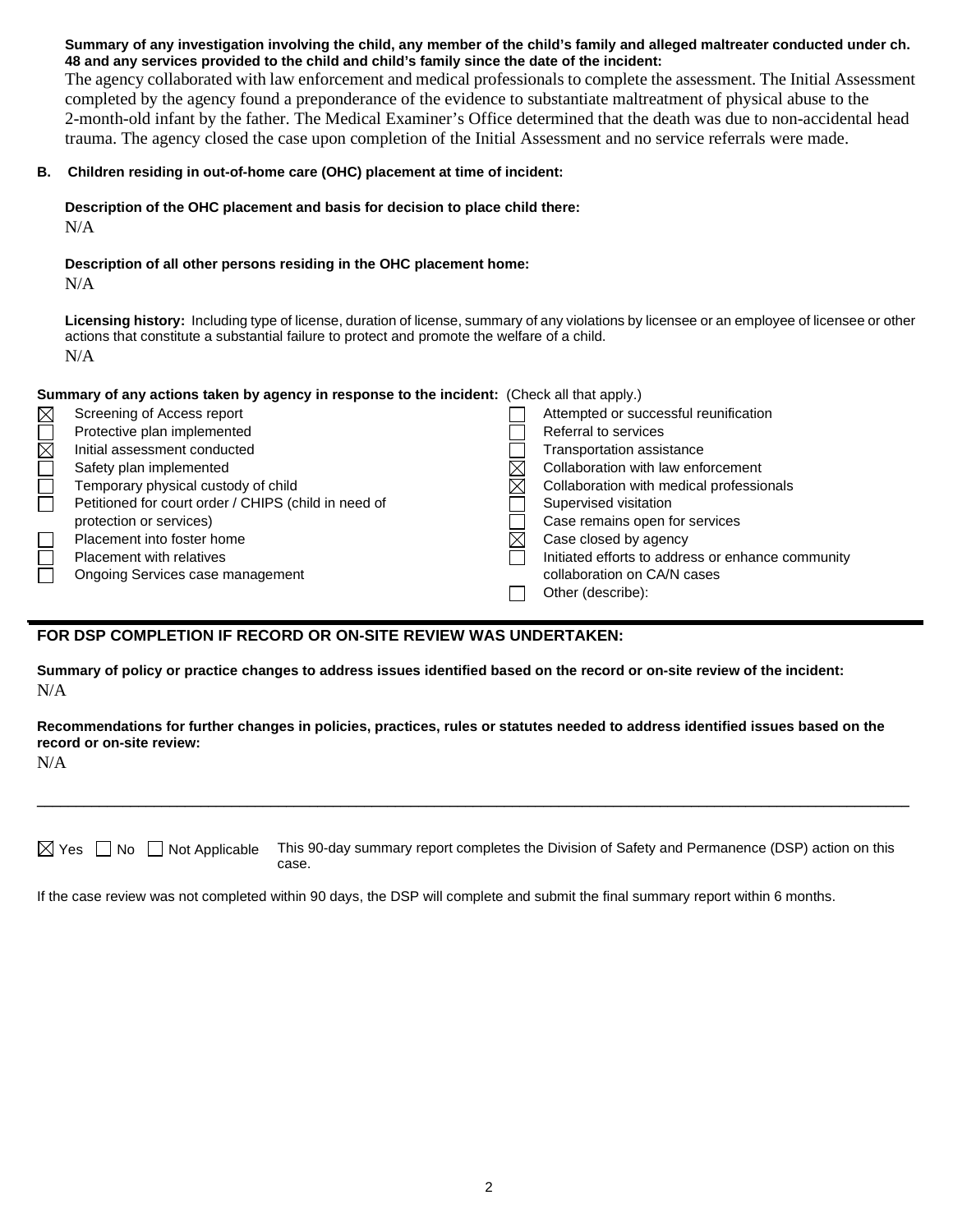**Summary of any investigation involving the child, any member of the child's family and alleged maltreater conducted under ch. 48 and any services provided to the child and child's family since the date of the incident:**

The agency collaborated with law enforcement and medical professionals to complete the assessment. The Initial Assessment completed by the agency found a preponderance of the evidence to substantiate maltreatment of physical abuse to the 2-month-old infant by the father. The Medical Examiner's Office determined that the death was due to non-accidental head trauma. The agency closed the case upon completion of the Initial Assessment and no service referrals were made.

**B. Children residing in out-of-home care (OHC) placement at time of incident:**

**Description of the OHC placement and basis for decision to place child there:**
N/A

**Description of all other persons residing in the OHC placement home:**
N/A

**Licensing history:** Including type of license, duration of license, summary of any violations by licensee or an employee of licensee or other actions that constitute a substantial failure to protect and promote the welfare of a child.
N/A

**Summary of any actions taken by agency in response to the incident:** (Check all that apply.)

- ☒ Screening of Access report
- ☐ Protective plan implemented
- ☒ Initial assessment conducted
- ☐ Safety plan implemented
- ☐ Temporary physical custody of child
- ☐ Petitioned for court order / CHIPS (child in need of protection or services)
- ☐ Placement into foster home
- ☐ Placement with relatives
- ☐ Ongoing Services case management
- ☐ Attempted or successful reunification
- ☐ Referral to services
- ☐ Transportation assistance
- ☒ Collaboration with law enforcement
- ☒ Collaboration with medical professionals
- ☐ Supervised visitation
- ☐ Case remains open for services
- ☒ Case closed by agency
- ☐ Initiated efforts to address or enhance community collaboration on CA/N cases
- ☐ Other (describe):

## FOR DSP COMPLETION IF RECORD OR ON-SITE REVIEW WAS UNDERTAKEN:

**Summary of policy or practice changes to address issues identified based on the record or on-site review of the incident:**
N/A

**Recommendations for further changes in policies, practices, rules or statutes needed to address identified issues based on the record or on-site review:**
N/A

---

☒ Yes ☐ No ☐ Not Applicable This 90-day summary report completes the Division of Safety and Permanence (DSP) action on this case.

If the case review was not completed within 90 days, the DSP will complete and submit the final summary report within 6 months.